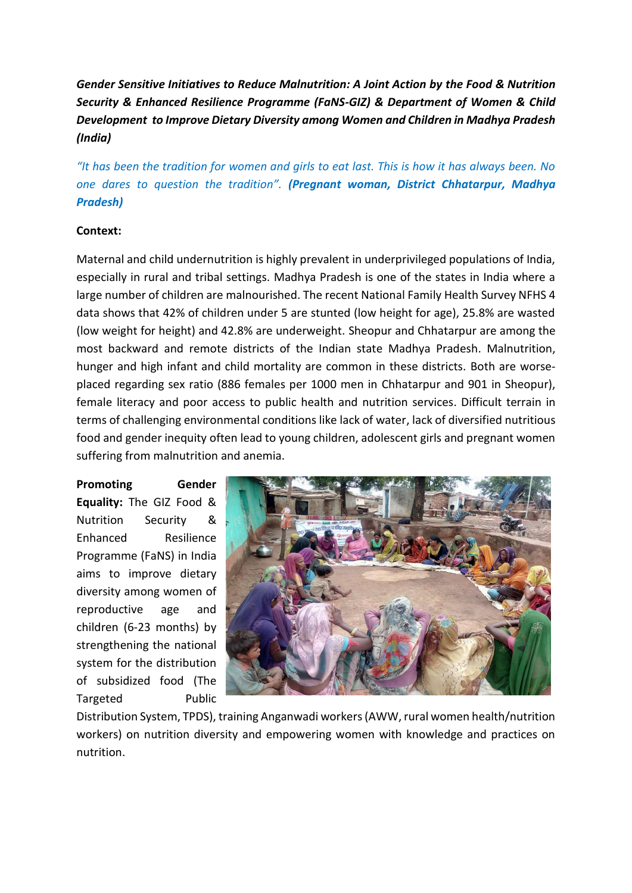***Gender Sensitive Initiatives to Reduce Malnutrition: A Joint Action by the Food & Nutrition Security & Enhanced Resilience Programme (FaNS-GIZ) & Department of Women & Child Development to Improve Dietary Diversity among Women and Children in Madhya Pradesh (India)***

*"It has been the tradition for women and girls to eat last. This is how it has always been. No one dares to question the tradition".* ***(Pregnant woman, District Chhatarpur, Madhya Pradesh)***

**Context:**

Maternal and child undernutrition is highly prevalent in underprivileged populations of India, especially in rural and tribal settings. Madhya Pradesh is one of the states in India where a large number of children are malnourished. The recent National Family Health Survey NFHS 4 data shows that 42% of children under 5 are stunted (low height for age), 25.8% are wasted (low weight for height) and 42.8% are underweight. Sheopur and Chhatarpur are among the most backward and remote districts of the Indian state Madhya Pradesh. Malnutrition, hunger and high infant and child mortality are common in these districts. Both are worse-placed regarding sex ratio (886 females per 1000 men in Chhatarpur and 901 in Sheopur), female literacy and poor access to public health and nutrition services. Difficult terrain in terms of challenging environmental conditions like lack of water, lack of diversified nutritious food and gender inequity often lead to young children, adolescent girls and pregnant women suffering from malnutrition and anemia.

**Promoting Gender Equality:** The GIZ Food & Nutrition Security & Enhanced Resilience Programme (FaNS) in India aims to improve dietary diversity among women of reproductive age and children (6-23 months) by strengthening the national system for the distribution of subsidized food (The Targeted Public Distribution System, TPDS), training Anganwadi workers (AWW, rural women health/nutrition workers) on nutrition diversity and empowering women with knowledge and practices on nutrition.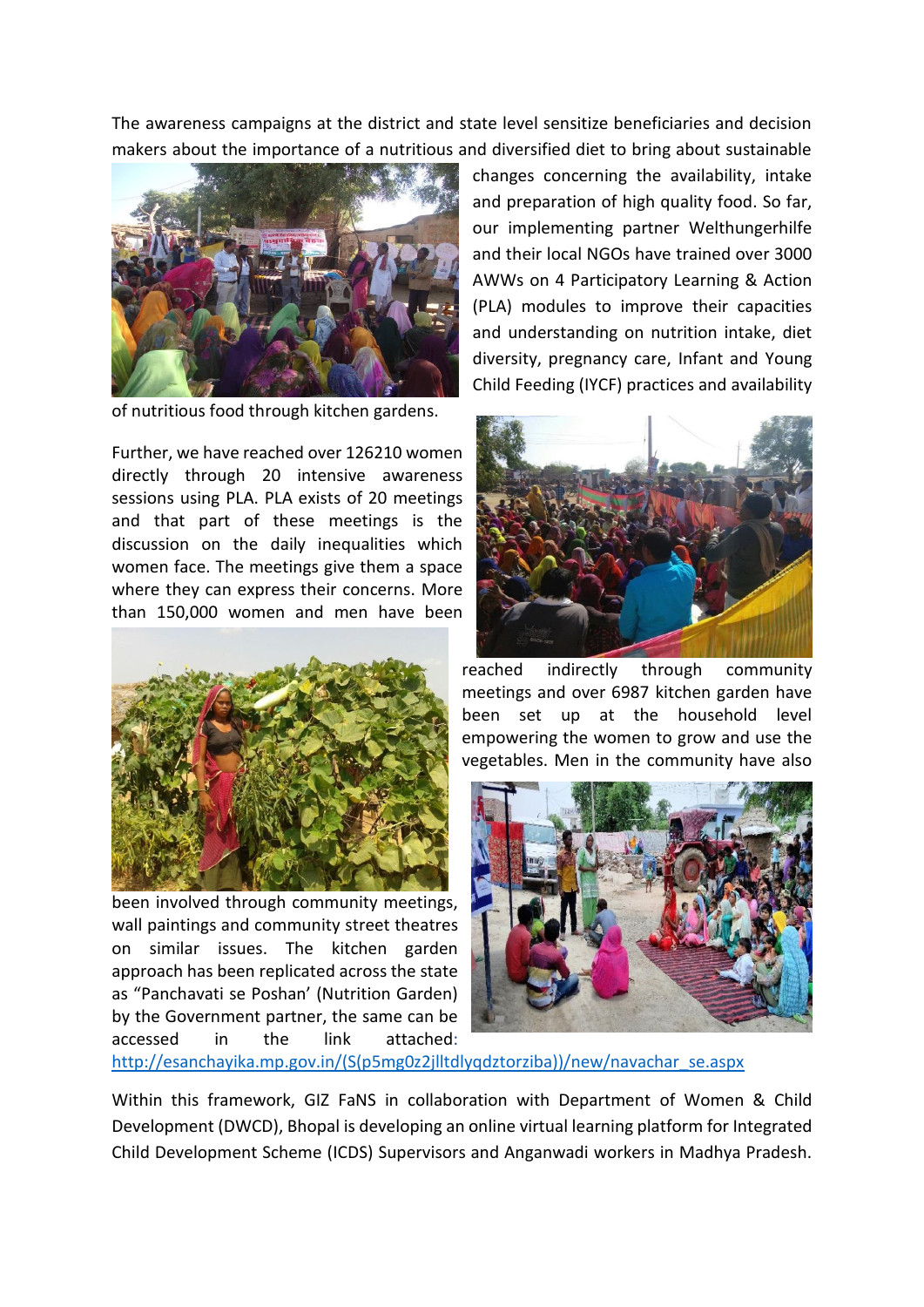The awareness campaigns at the district and state level sensitize beneficiaries and decision makers about the importance of a nutritious and diversified diet to bring about sustainable changes concerning the availability, intake and preparation of high quality food. So far, our implementing partner Welthungerhilfe and their local NGOs have trained over 3000 AWWs on 4 Participatory Learning & Action (PLA) modules to improve their capacities and understanding on nutrition intake, diet diversity, pregnancy care, Infant and Young Child Feeding (IYCF) practices and availability of nutritious food through kitchen gardens.

Further, we have reached over 126210 women directly through 20 intensive awareness sessions using PLA. PLA exists of 20 meetings and that part of these meetings is the discussion on the daily inequalities which women face. The meetings give them a space where they can express their concerns. More than 150,000 women and men have been reached indirectly through community meetings and over 6987 kitchen garden have been set up at the household level empowering the women to grow and use the vegetables. Men in the community have also been involved through community meetings, wall paintings and community street theatres on similar issues. The kitchen garden approach has been replicated across the state as "Panchavati se Poshan' (Nutrition Garden) by the Government partner, the same can be accessed in the link attached: http://esanchayika.mp.gov.in/(S(p5mg0z2jlltdlyqdztorziba))/new/navachar_se.aspx

Within this framework, GIZ FaNS in collaboration with Department of Women & Child Development (DWCD), Bhopal is developing an online virtual learning platform for Integrated Child Development Scheme (ICDS) Supervisors and Anganwadi workers in Madhya Pradesh.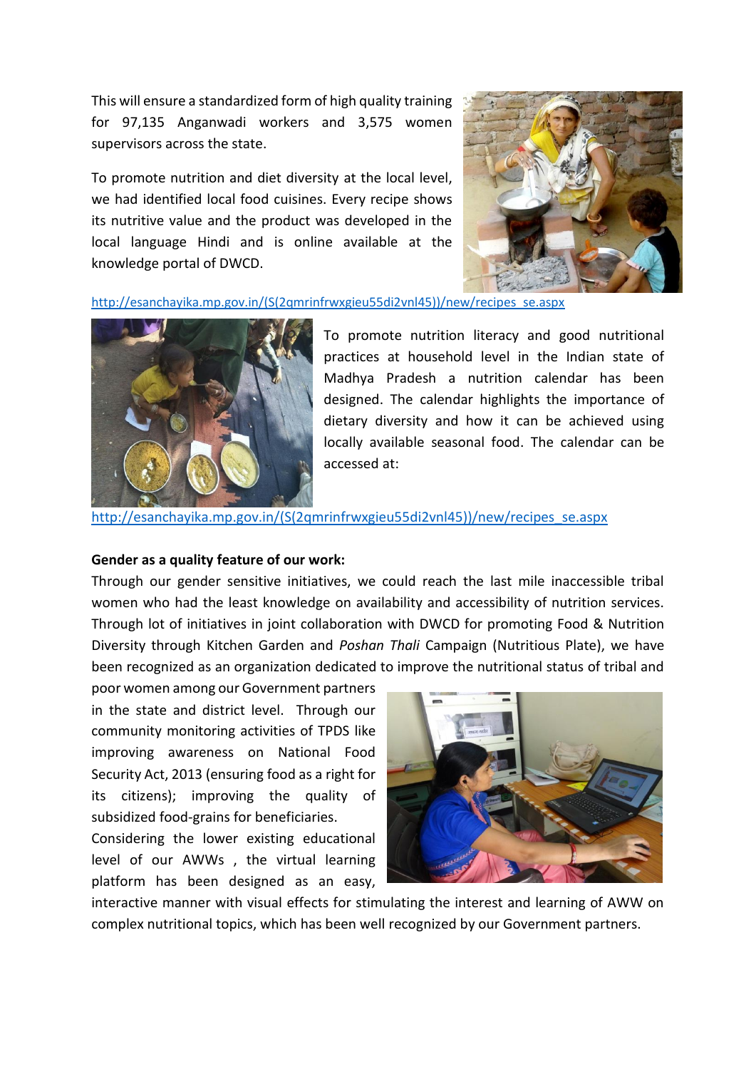This will ensure a standardized form of high quality training for 97,135 Anganwadi workers and 3,575 women supervisors across the state.

To promote nutrition and diet diversity at the local level, we had identified local food cuisines. Every recipe shows its nutritive value and the product was developed in the local language Hindi and is online available at the knowledge portal of DWCD.

http://esanchayika.mp.gov.in/(S(2qmrinfrwxgieu55di2vnl45))/new/recipes_se.aspx

To promote nutrition literacy and good nutritional practices at household level in the Indian state of Madhya Pradesh a nutrition calendar has been designed. The calendar highlights the importance of dietary diversity and how it can be achieved using locally available seasonal food. The calendar can be accessed at:

http://esanchayika.mp.gov.in/(S(2qmrinfrwxgieu55di2vnl45))/new/recipes_se.aspx

**Gender as a quality feature of our work:**

Through our gender sensitive initiatives, we could reach the last mile inaccessible tribal women who had the least knowledge on availability and accessibility of nutrition services. Through lot of initiatives in joint collaboration with DWCD for promoting Food & Nutrition Diversity through Kitchen Garden and *Poshan Thali* Campaign (Nutritious Plate), we have been recognized as an organization dedicated to improve the nutritional status of tribal and poor women among our Government partners in the state and district level. Through our community monitoring activities of TPDS like improving awareness on National Food Security Act, 2013 (ensuring food as a right for its citizens); improving the quality of subsidized food-grains for beneficiaries.

Considering the lower existing educational level of our AWWs , the virtual learning platform has been designed as an easy, interactive manner with visual effects for stimulating the interest and learning of AWW on complex nutritional topics, which has been well recognized by our Government partners.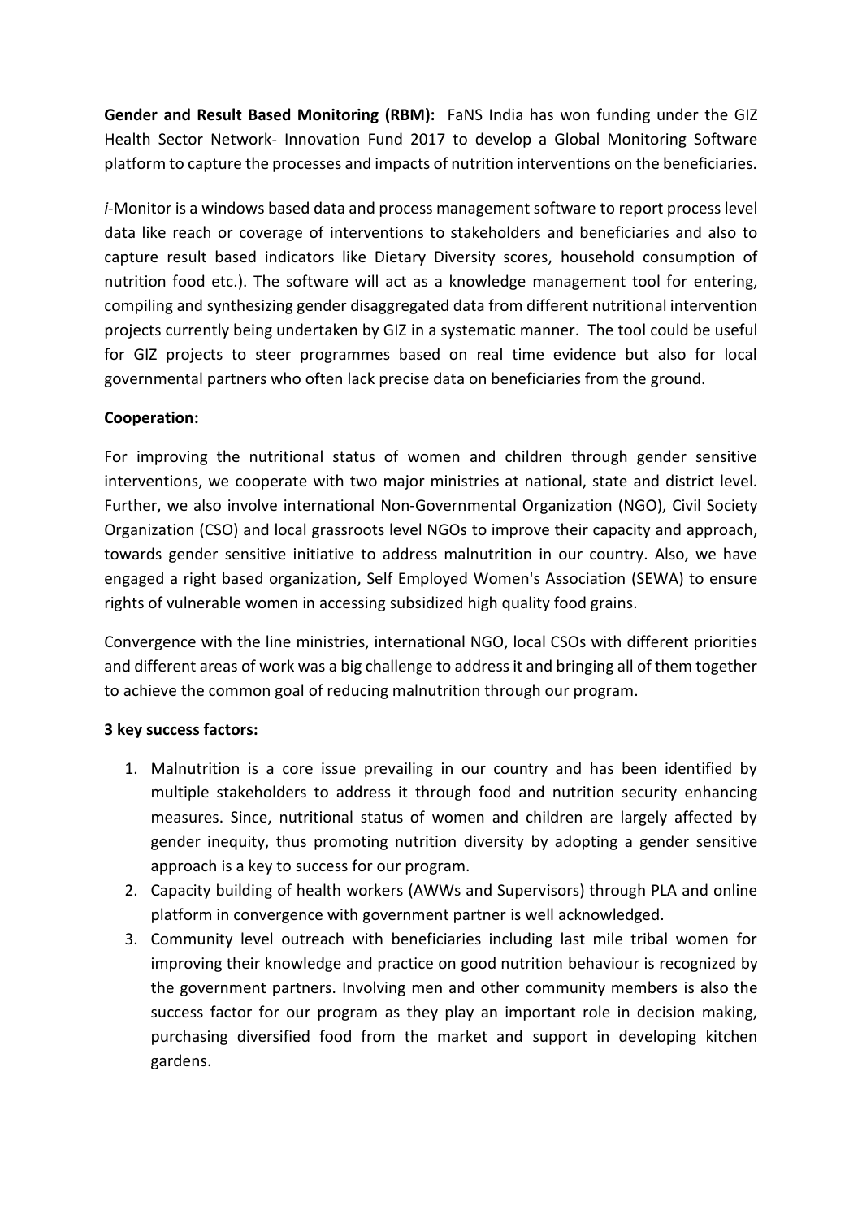**Gender and Result Based Monitoring (RBM):** FaNS India has won funding under the GIZ Health Sector Network- Innovation Fund 2017 to develop a Global Monitoring Software platform to capture the processes and impacts of nutrition interventions on the beneficiaries.

*i*-Monitor is a windows based data and process management software to report process level data like reach or coverage of interventions to stakeholders and beneficiaries and also to capture result based indicators like Dietary Diversity scores, household consumption of nutrition food etc.). The software will act as a knowledge management tool for entering, compiling and synthesizing gender disaggregated data from different nutritional intervention projects currently being undertaken by GIZ in a systematic manner. The tool could be useful for GIZ projects to steer programmes based on real time evidence but also for local governmental partners who often lack precise data on beneficiaries from the ground.

**Cooperation:**

For improving the nutritional status of women and children through gender sensitive interventions, we cooperate with two major ministries at national, state and district level. Further, we also involve international Non-Governmental Organization (NGO), Civil Society Organization (CSO) and local grassroots level NGOs to improve their capacity and approach, towards gender sensitive initiative to address malnutrition in our country. Also, we have engaged a right based organization, Self Employed Women's Association (SEWA) to ensure rights of vulnerable women in accessing subsidized high quality food grains.

Convergence with the line ministries, international NGO, local CSOs with different priorities and different areas of work was a big challenge to address it and bringing all of them together to achieve the common goal of reducing malnutrition through our program.

**3 key success factors:**

1. Malnutrition is a core issue prevailing in our country and has been identified by multiple stakeholders to address it through food and nutrition security enhancing measures. Since, nutritional status of women and children are largely affected by gender inequity, thus promoting nutrition diversity by adopting a gender sensitive approach is a key to success for our program.
2. Capacity building of health workers (AWWs and Supervisors) through PLA and online platform in convergence with government partner is well acknowledged.
3. Community level outreach with beneficiaries including last mile tribal women for improving their knowledge and practice on good nutrition behaviour is recognized by the government partners. Involving men and other community members is also the success factor for our program as they play an important role in decision making, purchasing diversified food from the market and support in developing kitchen gardens.